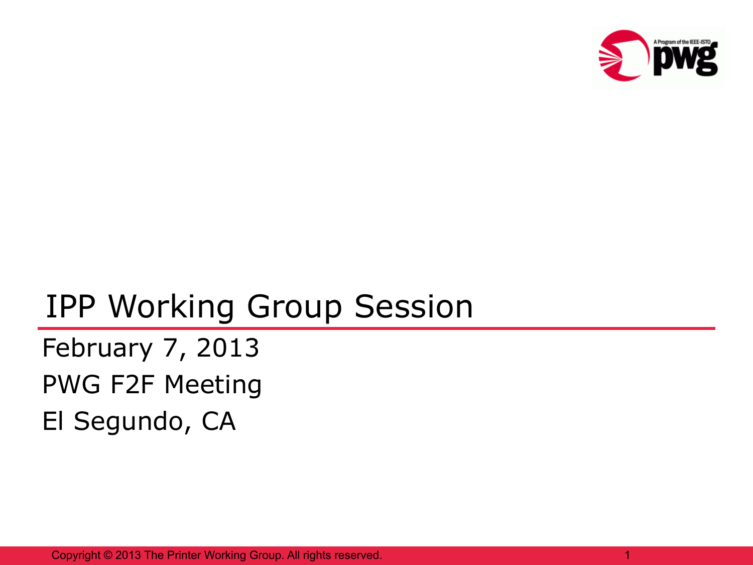# IPP Working Group Session

February 7, 2013

PWG F2F Meeting

El Segundo, CA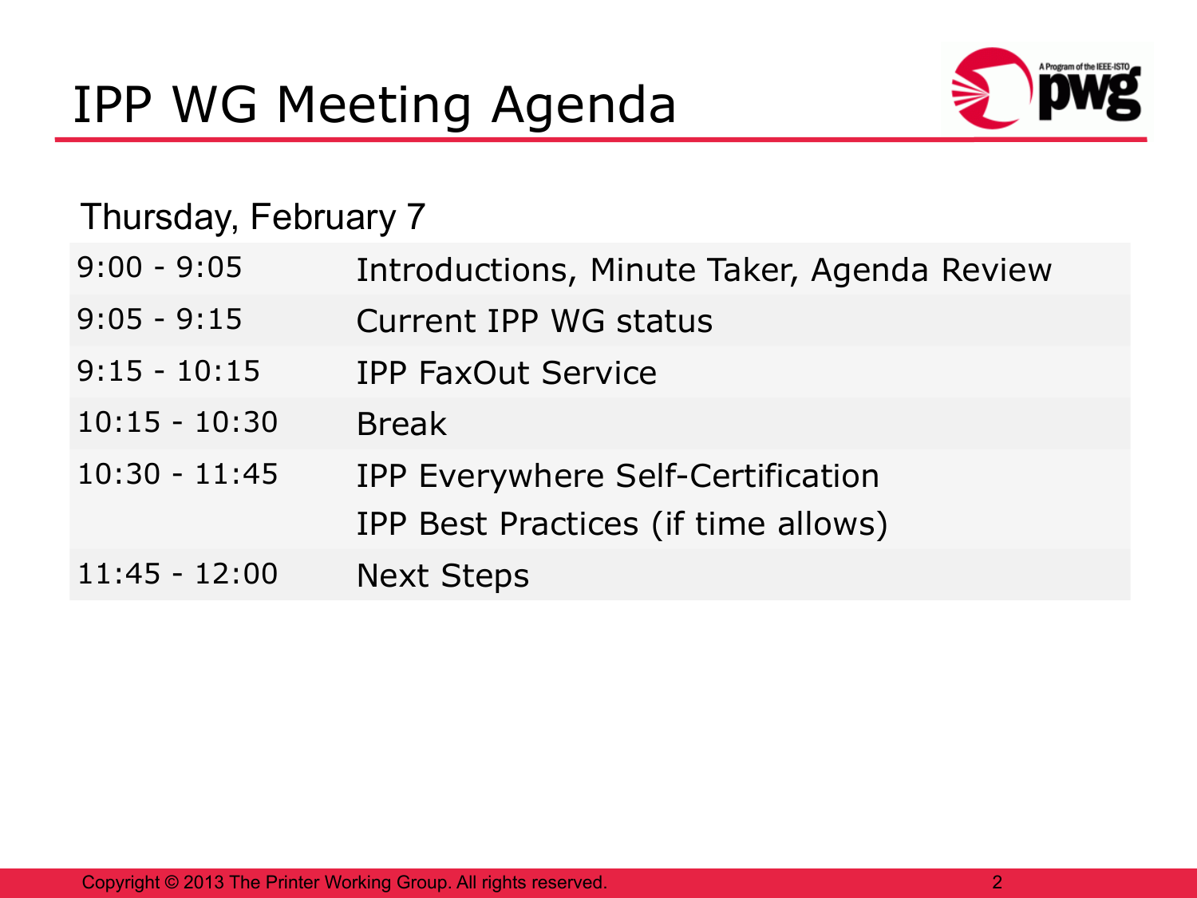# IPP WG Meeting Agenda

Thursday, February 7

| Time | Topic |
|---|---|
| 9:00 - 9:05 | Introductions, Minute Taker, Agenda Review |
| 9:05 - 9:15 | Current IPP WG status |
| 9:15 - 10:15 | IPP FaxOut Service |
| 10:15 - 10:30 | Break |
| 10:30 - 11:45 | IPP Everywhere Self-Certification<br>IPP Best Practices (if time allows) |
| 11:45 - 12:00 | Next Steps |

Copyright © 2013 The Printer Working Group. All rights reserved.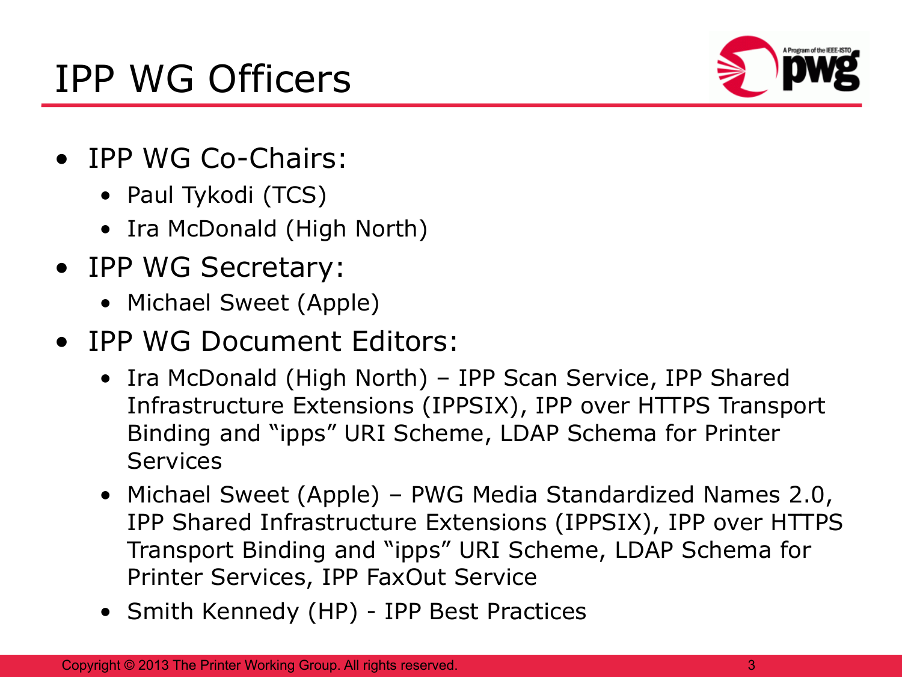# IPP WG Officers

- IPP WG Co-Chairs:
  - Paul Tykodi (TCS)
  - Ira McDonald (High North)
- IPP WG Secretary:
  - Michael Sweet (Apple)
- IPP WG Document Editors:
  - Ira McDonald (High North) – IPP Scan Service, IPP Shared Infrastructure Extensions (IPPSIX), IPP over HTTPS Transport Binding and "ipps" URI Scheme, LDAP Schema for Printer Services
  - Michael Sweet (Apple) – PWG Media Standardized Names 2.0, IPP Shared Infrastructure Extensions (IPPSIX), IPP over HTTPS Transport Binding and "ipps" URI Scheme, LDAP Schema for Printer Services, IPP FaxOut Service
  - Smith Kennedy (HP) - IPP Best Practices

Copyright © 2013 The Printer Working Group. All rights reserved.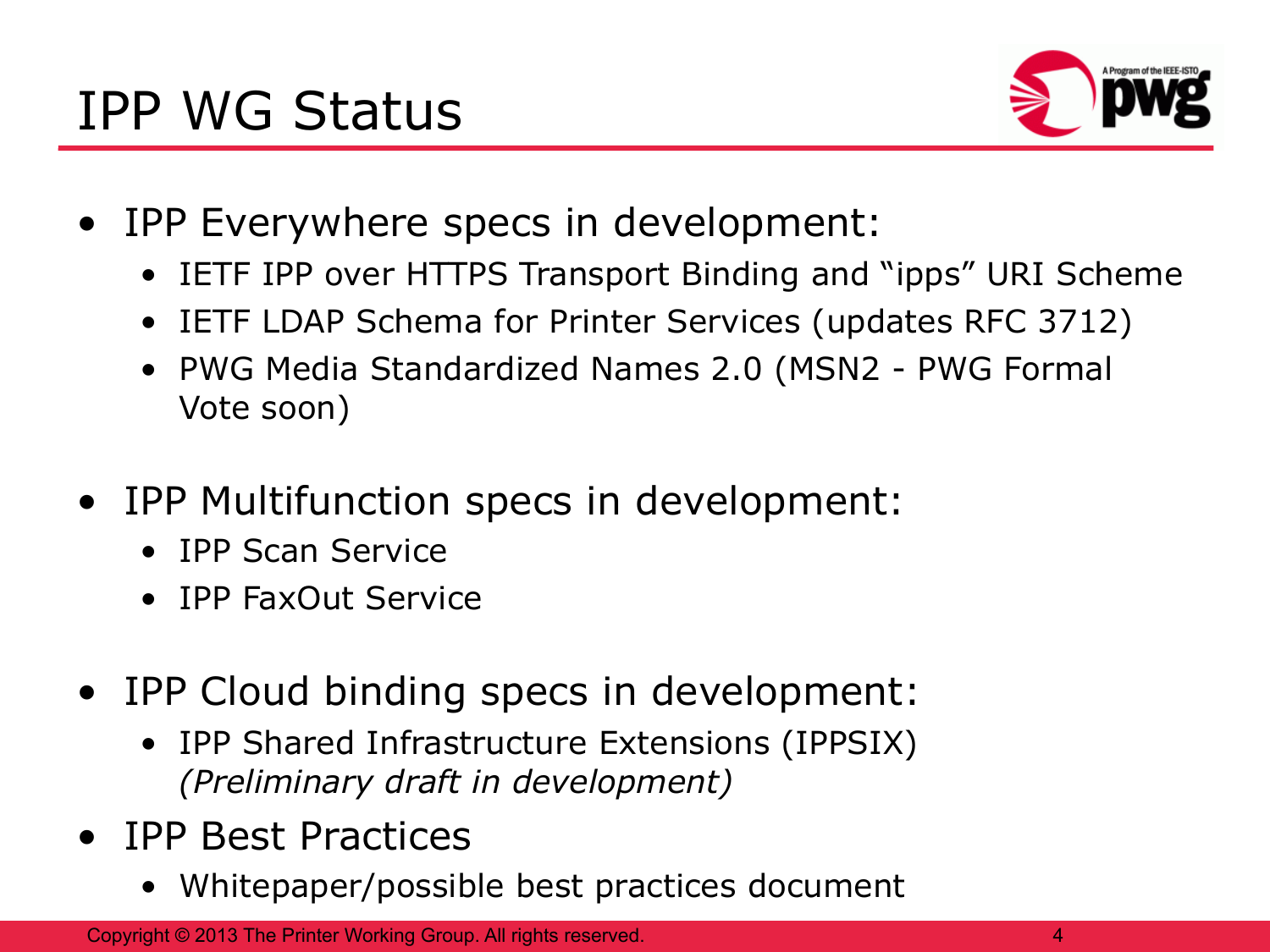# IPP WG Status

- IPP Everywhere specs in development:
  - IETF IPP over HTTPS Transport Binding and “ipps” URI Scheme
  - IETF LDAP Schema for Printer Services (updates RFC 3712)
  - PWG Media Standardized Names 2.0 (MSN2 - PWG Formal Vote soon)
- IPP Multifunction specs in development:
  - IPP Scan Service
  - IPP FaxOut Service
- IPP Cloud binding specs in development:
  - IPP Shared Infrastructure Extensions (IPPSIX) *(Preliminary draft in development)*
- IPP Best Practices
  - Whitepaper/possible best practices document

Copyright © 2013 The Printer Working Group. All rights reserved.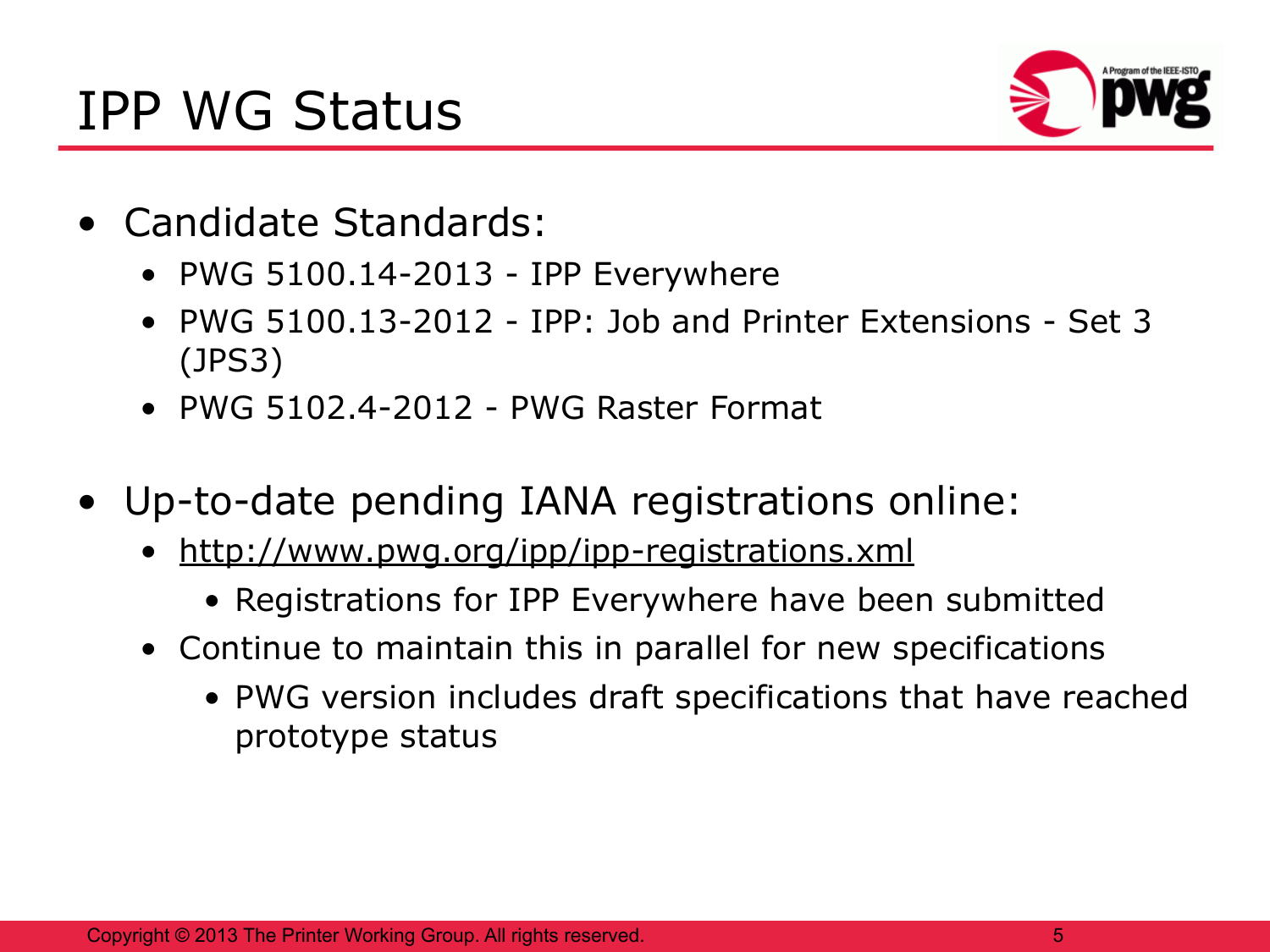# IPP WG Status

- Candidate Standards:
  - PWG 5100.14-2013 - IPP Everywhere
  - PWG 5100.13-2012 - IPP: Job and Printer Extensions - Set 3 (JPS3)
  - PWG 5102.4-2012 - PWG Raster Format
- Up-to-date pending IANA registrations online:
  - http://www.pwg.org/ipp/ipp-registrations.xml
    - Registrations for IPP Everywhere have been submitted
  - Continue to maintain this in parallel for new specifications
    - PWG version includes draft specifications that have reached prototype status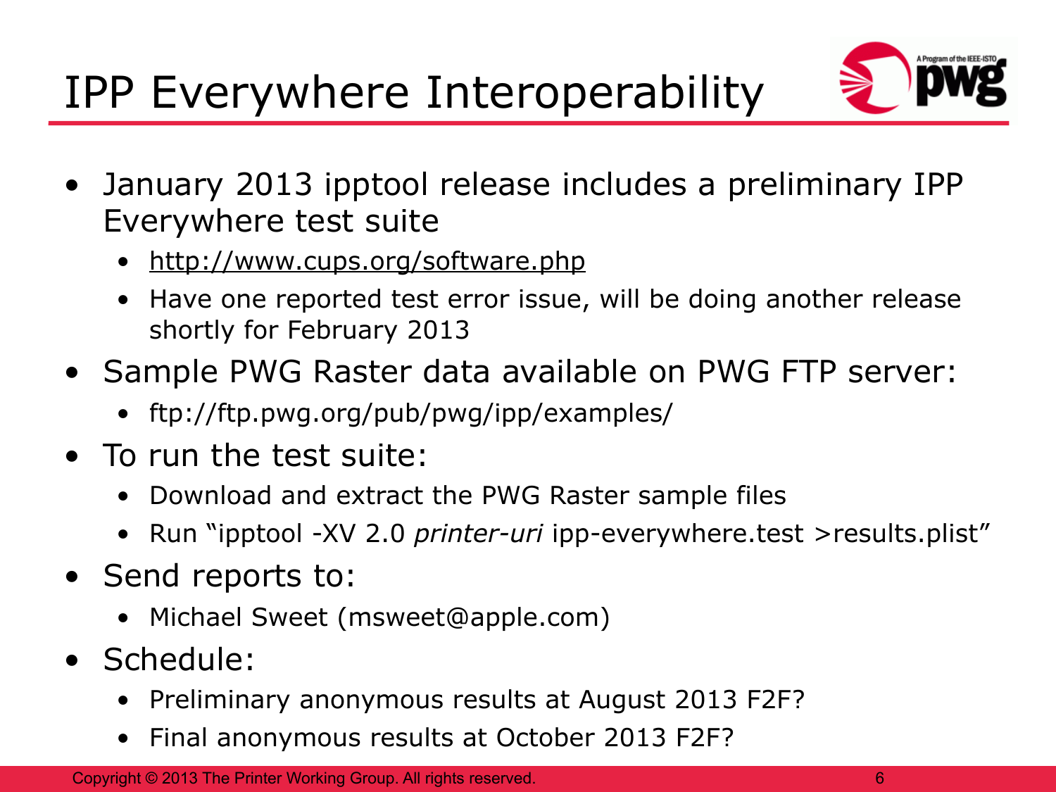# IPP Everywhere Interoperability

- January 2013 ipptool release includes a preliminary IPP Everywhere test suite
  - http://www.cups.org/software.php
  - Have one reported test error issue, will be doing another release shortly for February 2013
- Sample PWG Raster data available on PWG FTP server:
  - ftp://ftp.pwg.org/pub/pwg/ipp/examples/
- To run the test suite:
  - Download and extract the PWG Raster sample files
  - Run "ipptool -XV 2.0 *printer-uri* ipp-everywhere.test >results.plist"
- Send reports to:
  - Michael Sweet (msweet@apple.com)
- Schedule:
  - Preliminary anonymous results at August 2013 F2F?
  - Final anonymous results at October 2013 F2F?

Copyright © 2013 The Printer Working Group. All rights reserved.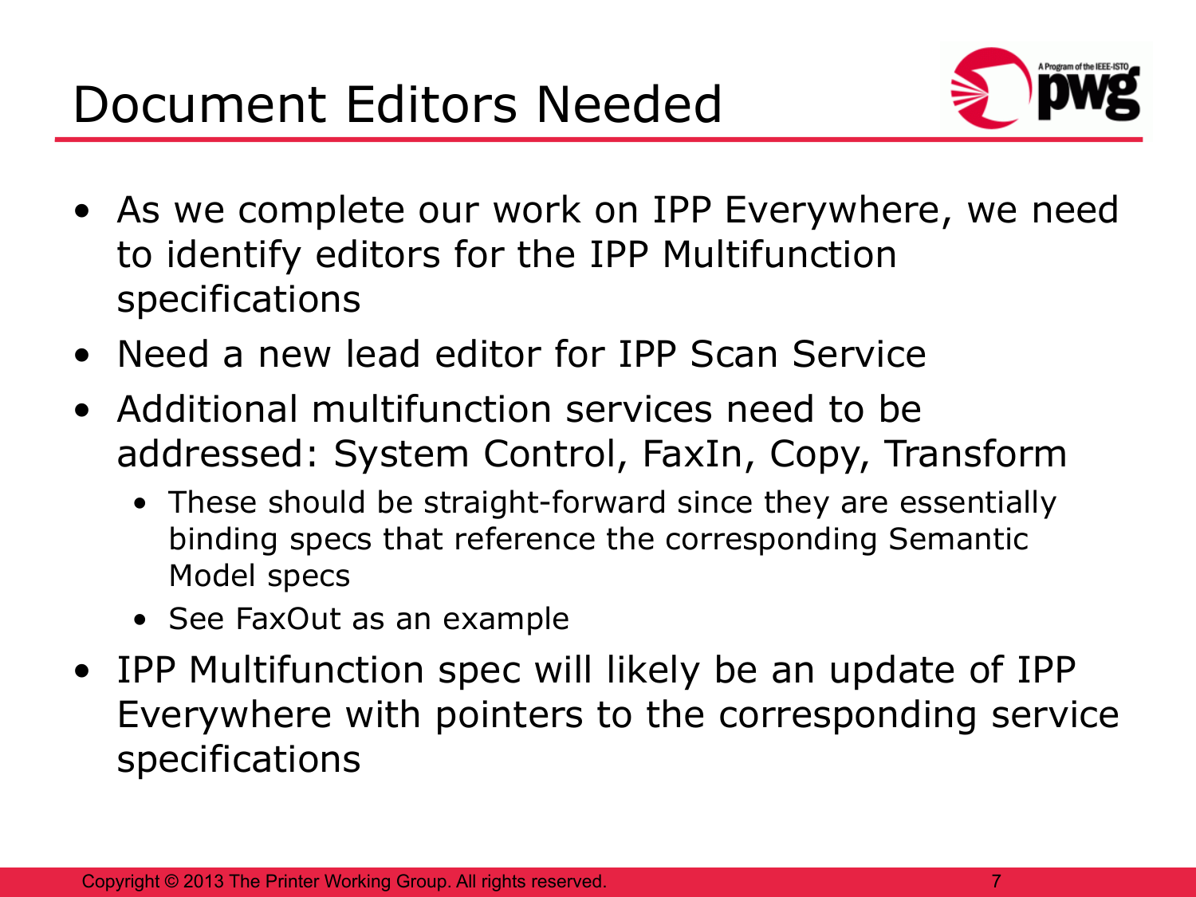# Document Editors Needed

- As we complete our work on IPP Everywhere, we need to identify editors for the IPP Multifunction specifications
- Need a new lead editor for IPP Scan Service
- Additional multifunction services need to be addressed: System Control, FaxIn, Copy, Transform
  - These should be straight-forward since they are essentially binding specs that reference the corresponding Semantic Model specs
  - See FaxOut as an example
- IPP Multifunction spec will likely be an update of IPP Everywhere with pointers to the corresponding service specifications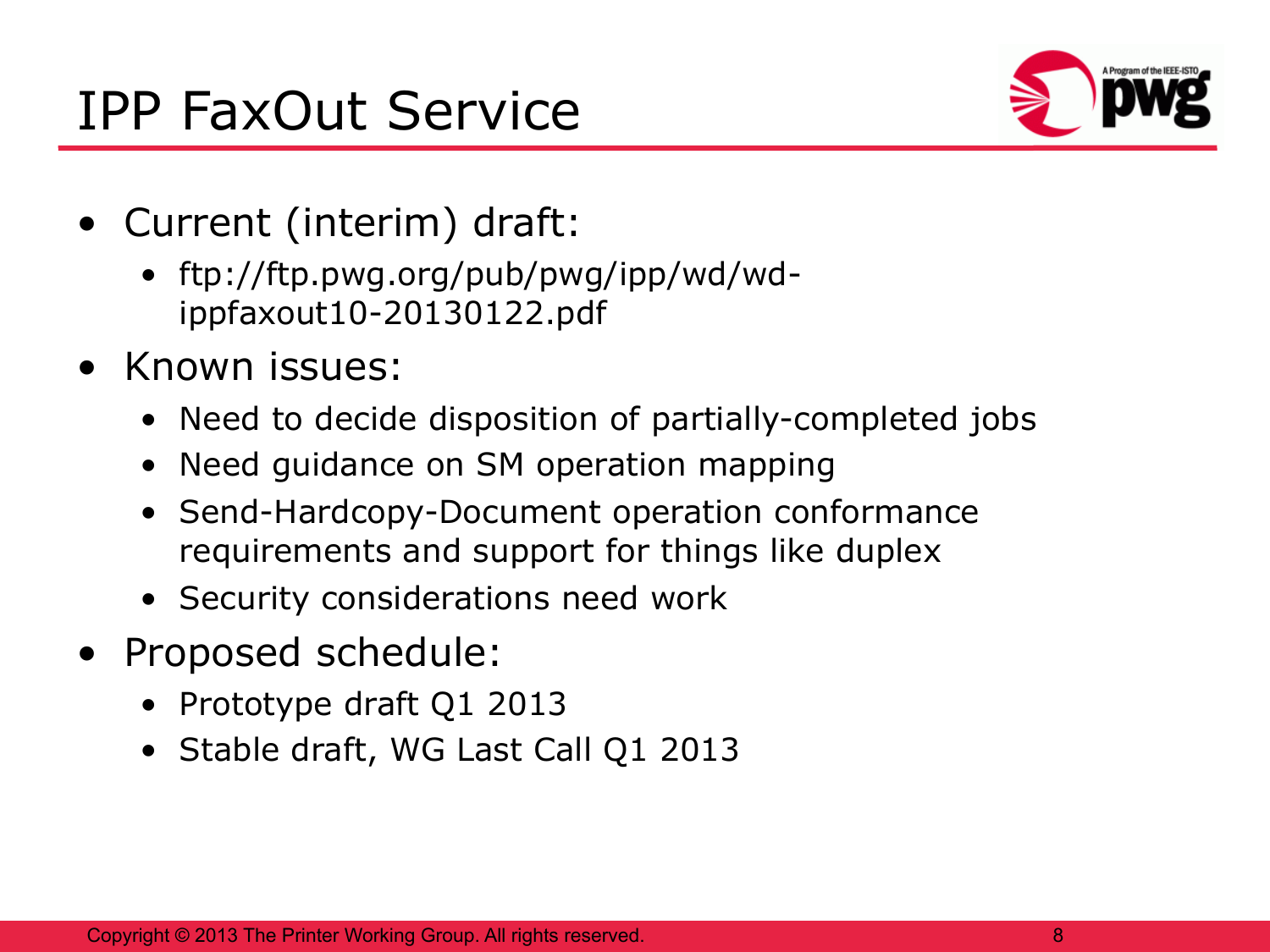# IPP FaxOut Service

- Current (interim) draft:
  - ftp://ftp.pwg.org/pub/pwg/ipp/wd/wd-ippfaxout10-20130122.pdf
- Known issues:
  - Need to decide disposition of partially-completed jobs
  - Need guidance on SM operation mapping
  - Send-Hardcopy-Document operation conformance requirements and support for things like duplex
  - Security considerations need work
- Proposed schedule:
  - Prototype draft Q1 2013
  - Stable draft, WG Last Call Q1 2013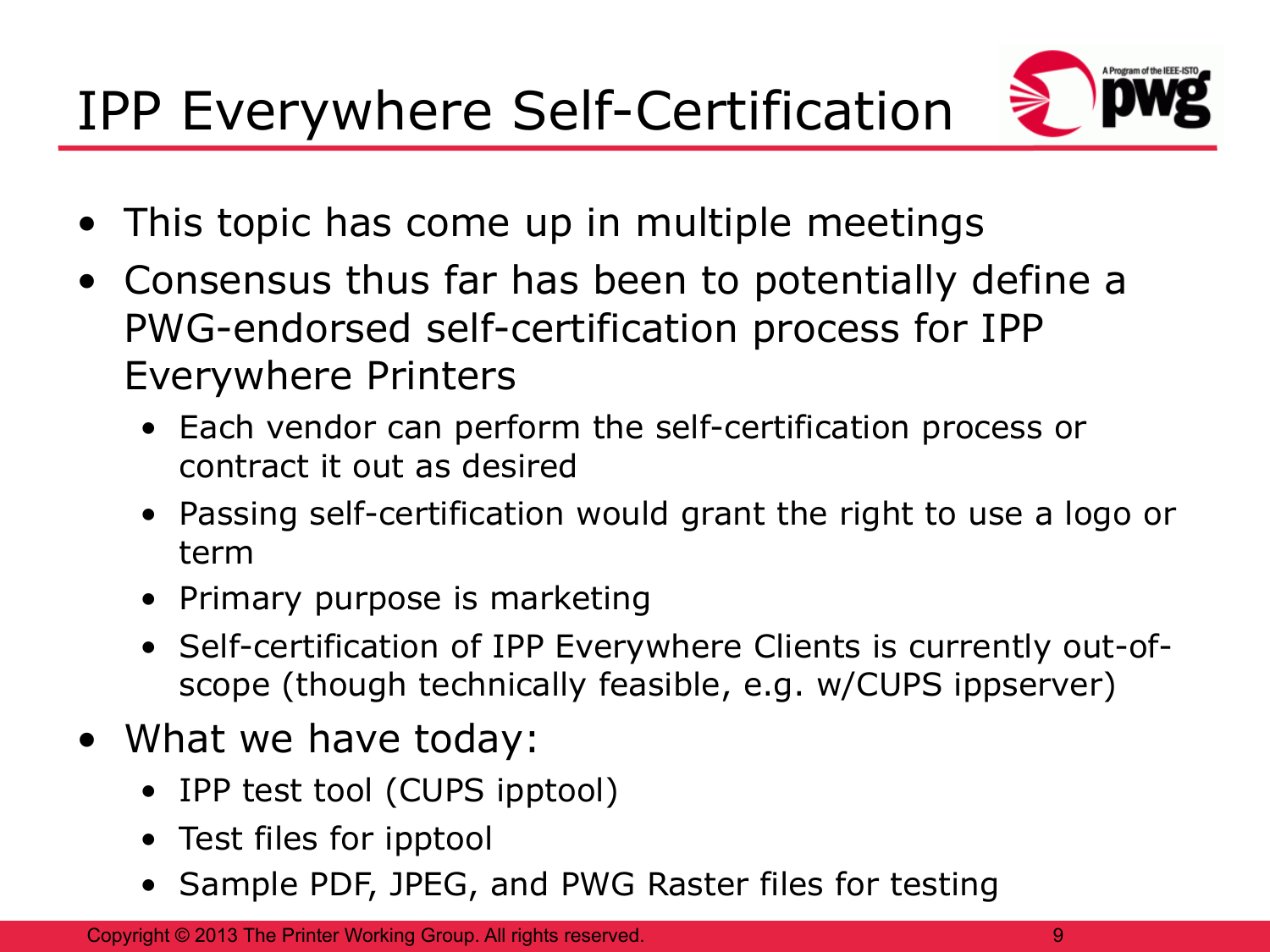# IPP Everywhere Self-Certification

- This topic has come up in multiple meetings
- Consensus thus far has been to potentially define a PWG-endorsed self-certification process for IPP Everywhere Printers
  - Each vendor can perform the self-certification process or contract it out as desired
  - Passing self-certification would grant the right to use a logo or term
  - Primary purpose is marketing
  - Self-certification of IPP Everywhere Clients is currently out-of-scope (though technically feasible, e.g. w/CUPS ippserver)
- What we have today:
  - IPP test tool (CUPS ipptool)
  - Test files for ipptool
  - Sample PDF, JPEG, and PWG Raster files for testing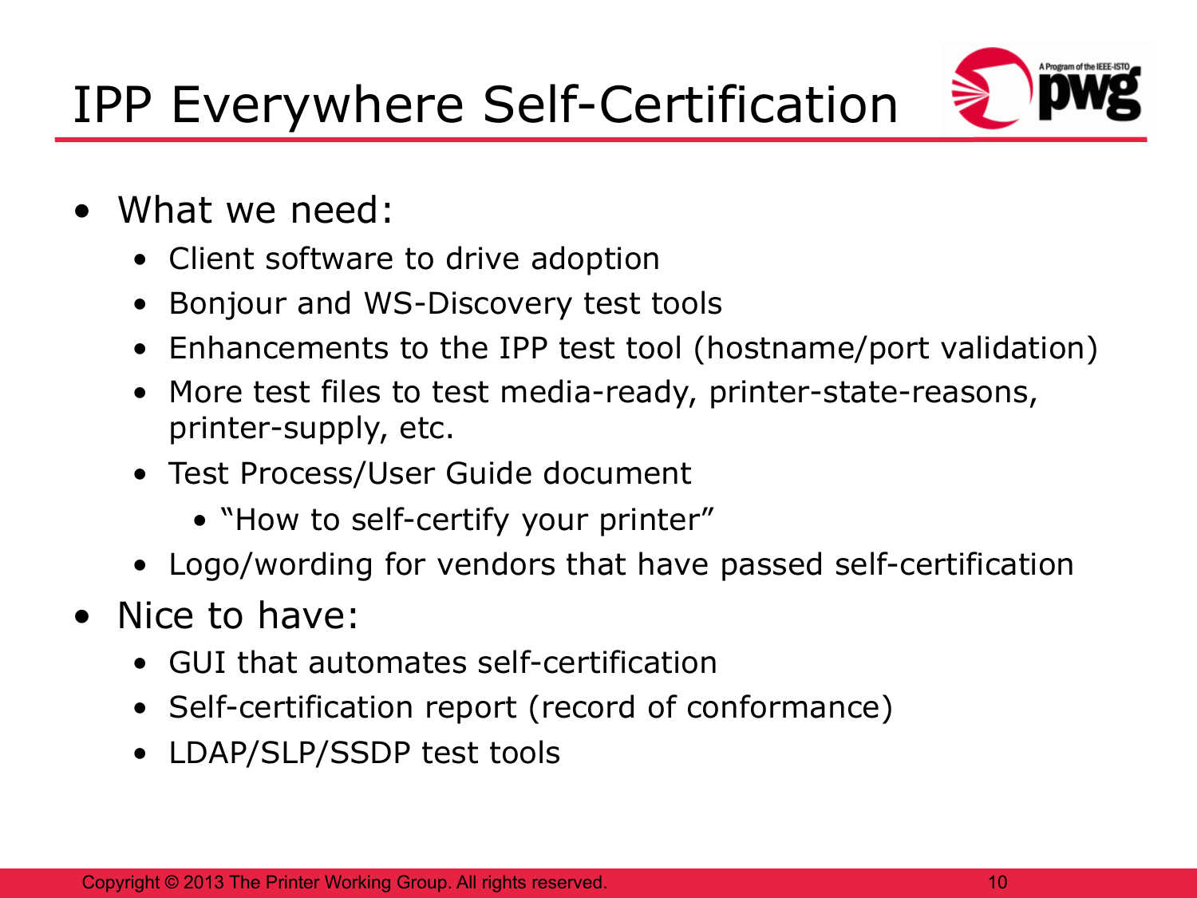# IPP Everywhere Self-Certification

- What we need:
  - Client software to drive adoption
  - Bonjour and WS-Discovery test tools
  - Enhancements to the IPP test tool (hostname/port validation)
  - More test files to test media-ready, printer-state-reasons, printer-supply, etc.
  - Test Process/User Guide document
    - "How to self-certify your printer"
  - Logo/wording for vendors that have passed self-certification
- Nice to have:
  - GUI that automates self-certification
  - Self-certification report (record of conformance)
  - LDAP/SLP/SSDP test tools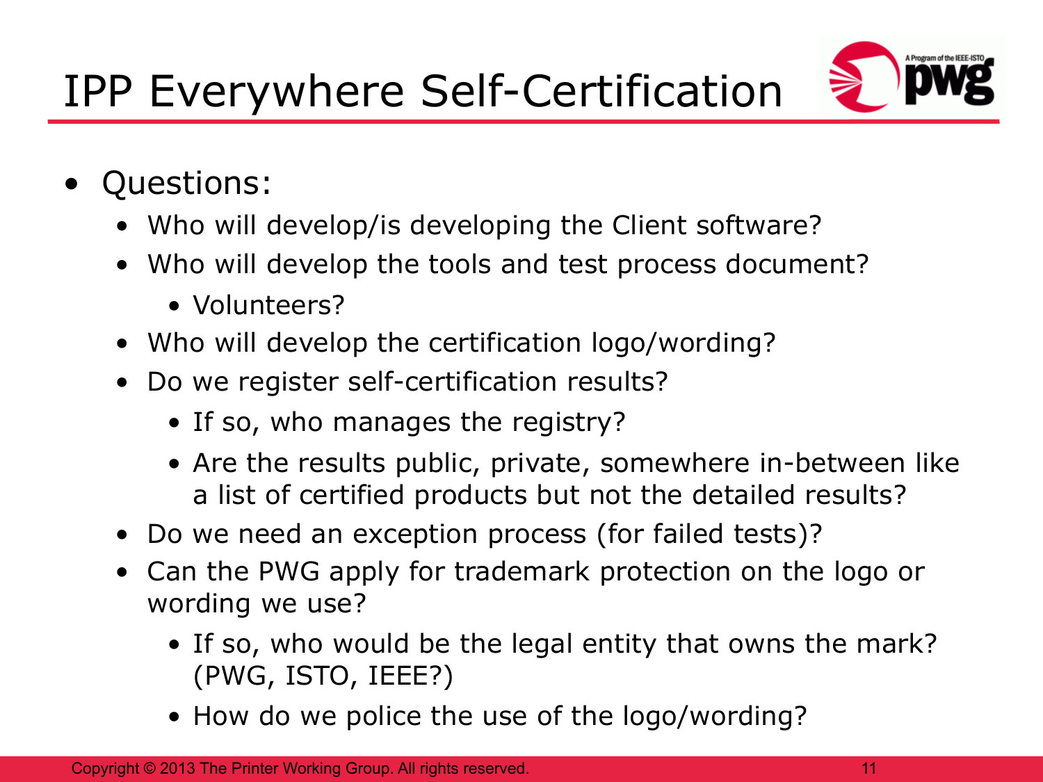# IPP Everywhere Self-Certification

- Questions:
  - Who will develop/is developing the Client software?
  - Who will develop the tools and test process document?
    - Volunteers?
  - Who will develop the certification logo/wording?
  - Do we register self-certification results?
    - If so, who manages the registry?
    - Are the results public, private, somewhere in-between like a list of certified products but not the detailed results?
  - Do we need an exception process (for failed tests)?
  - Can the PWG apply for trademark protection on the logo or wording we use?
    - If so, who would be the legal entity that owns the mark? (PWG, ISTO, IEEE?)
    - How do we police the use of the logo/wording?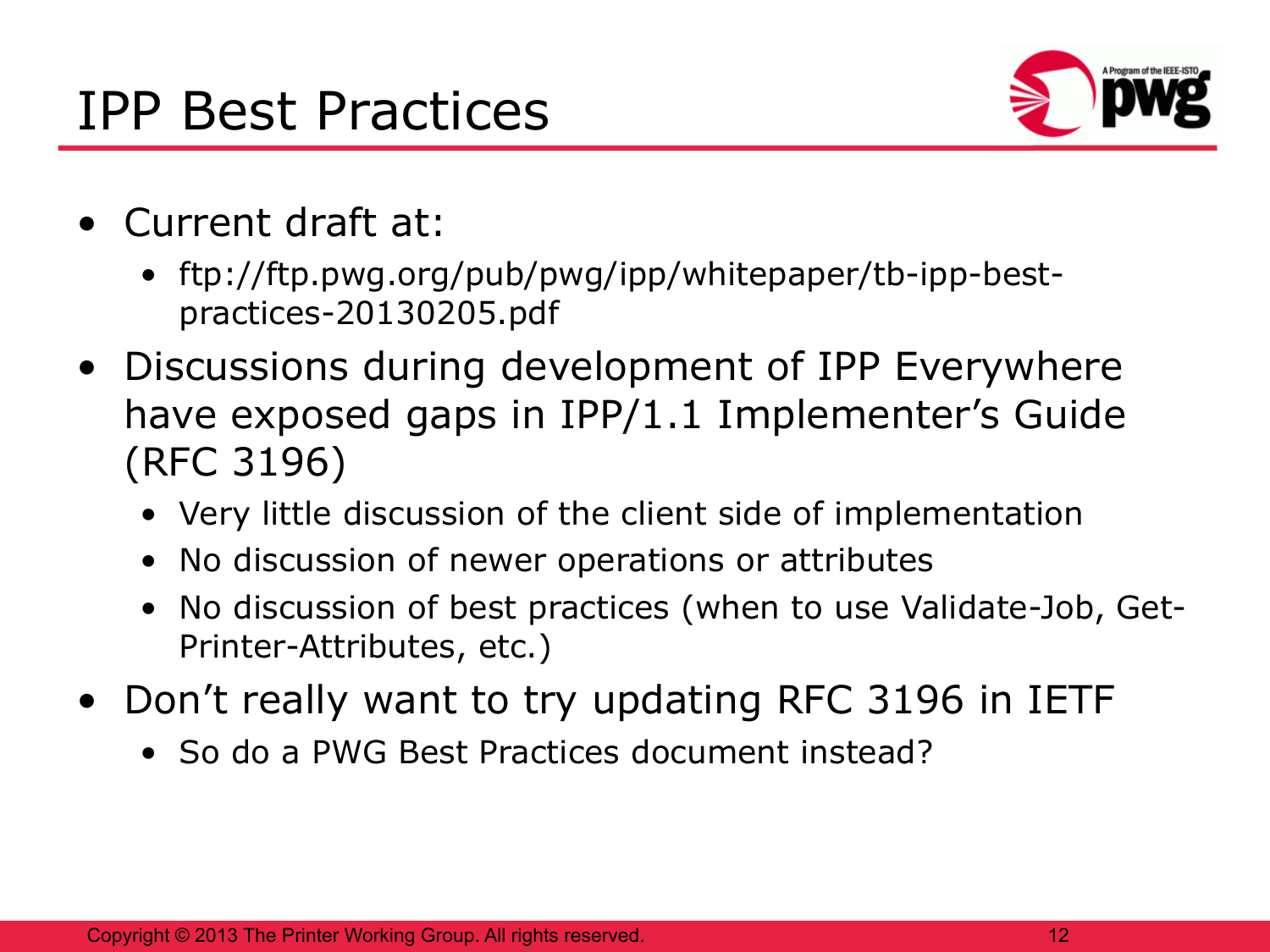# IPP Best Practices

- Current draft at:
  - ftp://ftp.pwg.org/pub/pwg/ipp/whitepaper/tb-ipp-best-practices-20130205.pdf
- Discussions during development of IPP Everywhere have exposed gaps in IPP/1.1 Implementer's Guide (RFC 3196)
  - Very little discussion of the client side of implementation
  - No discussion of newer operations or attributes
  - No discussion of best practices (when to use Validate-Job, Get-Printer-Attributes, etc.)
- Don't really want to try updating RFC 3196 in IETF
  - So do a PWG Best Practices document instead?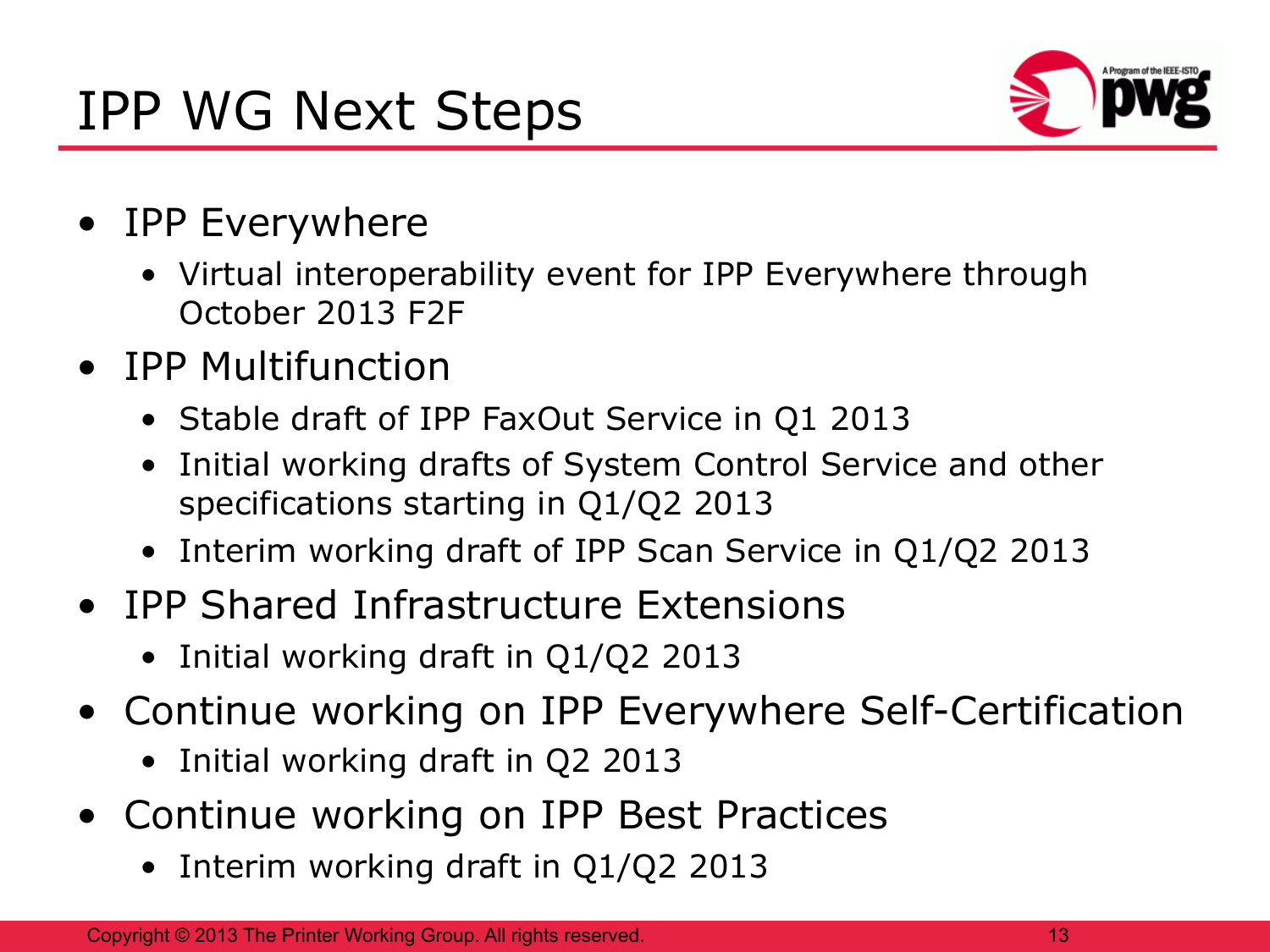# IPP WG Next Steps

- IPP Everywhere
  - Virtual interoperability event for IPP Everywhere through October 2013 F2F
- IPP Multifunction
  - Stable draft of IPP FaxOut Service in Q1 2013
  - Initial working drafts of System Control Service and other specifications starting in Q1/Q2 2013
  - Interim working draft of IPP Scan Service in Q1/Q2 2013
- IPP Shared Infrastructure Extensions
  - Initial working draft in Q1/Q2 2013
- Continue working on IPP Everywhere Self-Certification
  - Initial working draft in Q2 2013
- Continue working on IPP Best Practices
  - Interim working draft in Q1/Q2 2013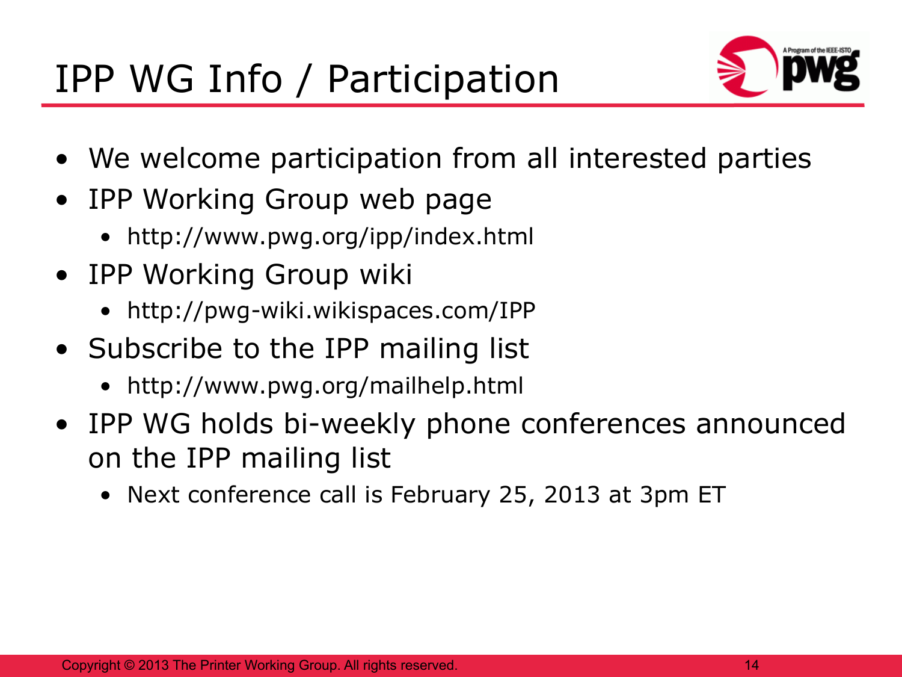# IPP WG Info / Participation

- We welcome participation from all interested parties
- IPP Working Group web page
  - http://www.pwg.org/ipp/index.html
- IPP Working Group wiki
  - http://pwg-wiki.wikispaces.com/IPP
- Subscribe to the IPP mailing list
  - http://www.pwg.org/mailhelp.html
- IPP WG holds bi-weekly phone conferences announced on the IPP mailing list
  - Next conference call is February 25, 2013 at 3pm ET